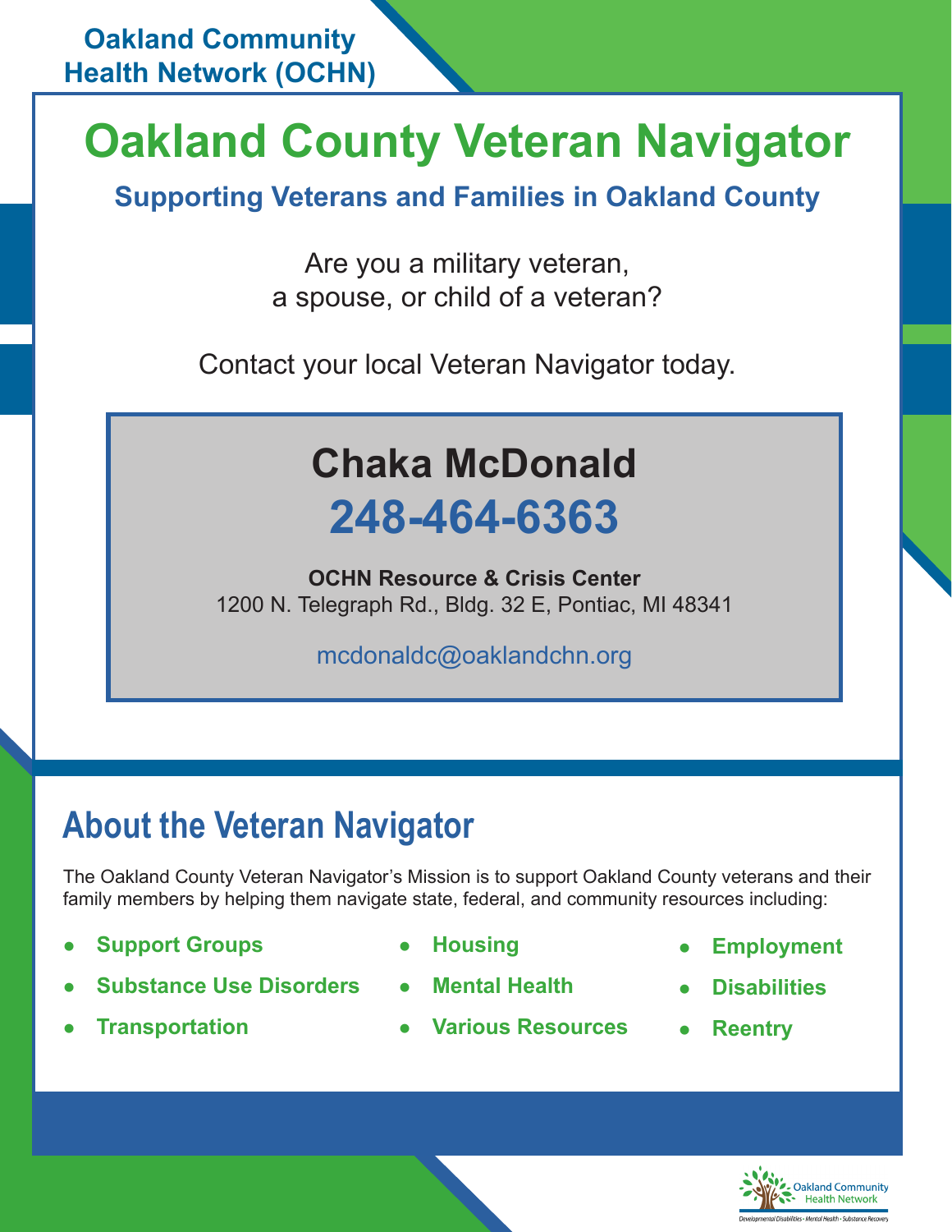**Oakland Community Health Network (OCHN)**

# Oakland County Veteran Navigator

### Supporting Veterans and Families in Oakland County

Are you a military veteran,
a spouse, or child of a veteran?

Contact your local Veteran Navigator today.

## Chaka McDonald

## 248-464-6363

**OCHN Resource & Crisis Center**
1200 N. Telegraph Rd., Bldg. 32 E, Pontiac, MI 48341

mcdonaldc@oaklandchn.org

## About the Veteran Navigator

The Oakland County Veteran Navigator's Mission is to support Oakland County veterans and their family members by helping them navigate state, federal, and community resources including:

- **Support Groups**
- **Substance Use Disorders**
- **Transportation**
- **Housing**
- **Mental Health**
- **Various Resources**
- **Employment**
- **Disabilities**
- **Reentry**

Oakland Community Health Network
Developmental Disabilities • Mental Health • Substance Recovery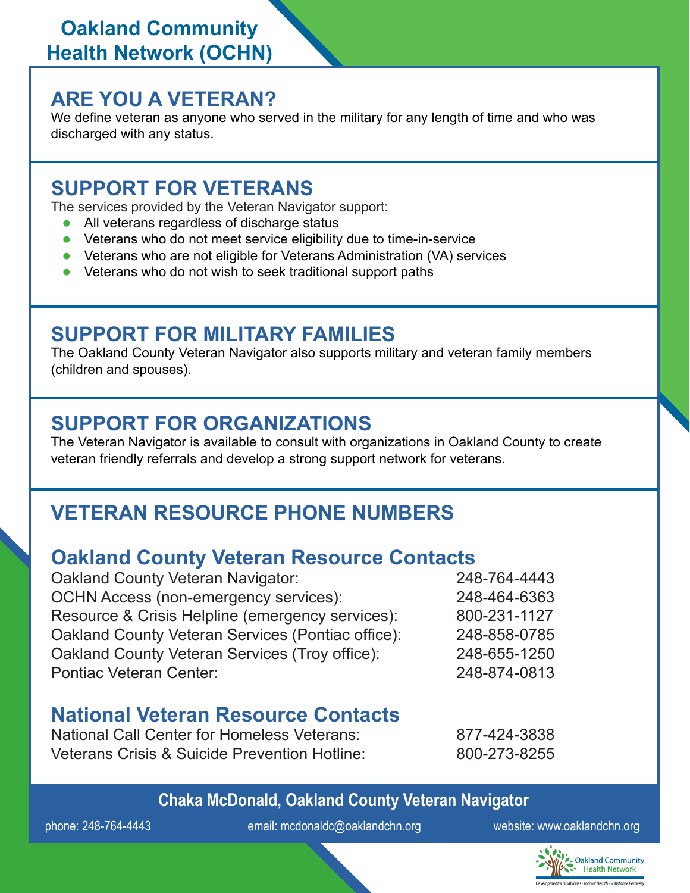# Oakland Community Health Network (OCHN)

## ARE YOU A VETERAN?

We define veteran as anyone who served in the military for any length of time and who was discharged with any status.

## SUPPORT FOR VETERANS

The services provided by the Veteran Navigator support:

- All veterans regardless of discharge status
- Veterans who do not meet service eligibility due to time-in-service
- Veterans who are not eligible for Veterans Administration (VA) services
- Veterans who do not wish to seek traditional support paths

## SUPPORT FOR MILITARY FAMILIES

The Oakland County Veteran Navigator also supports military and veteran family members (children and spouses).

## SUPPORT FOR ORGANIZATIONS

The Veteran Navigator is available to consult with organizations in Oakland County to create veteran friendly referrals and develop a strong support network for veterans.

## VETERAN RESOURCE PHONE NUMBERS

### Oakland County Veteran Resource Contacts

| | |
|---|---|
| Oakland County Veteran Navigator: | 248-764-4443 |
| OCHN Access (non-emergency services): | 248-464-6363 |
| Resource & Crisis Helpline (emergency services): | 800-231-1127 |
| Oakland County Veteran Services (Pontiac office): | 248-858-0785 |
| Oakland County Veteran Services (Troy office): | 248-655-1250 |
| Pontiac Veteran Center: | 248-874-0813 |

### National Veteran Resource Contacts

| | |
|---|---|
| National Call Center for Homeless Veterans: | 877-424-3838 |
| Veterans Crisis & Suicide Prevention Hotline: | 800-273-8255 |

**Chaka McDonald, Oakland County Veteran Navigator**

phone: 248-764-4443 email: mcdonaldc@oaklandchn.org website: www.oaklandchn.org

Oakland Community Health Network

Developmental Disabilities • Mental Health • Substance Recovery